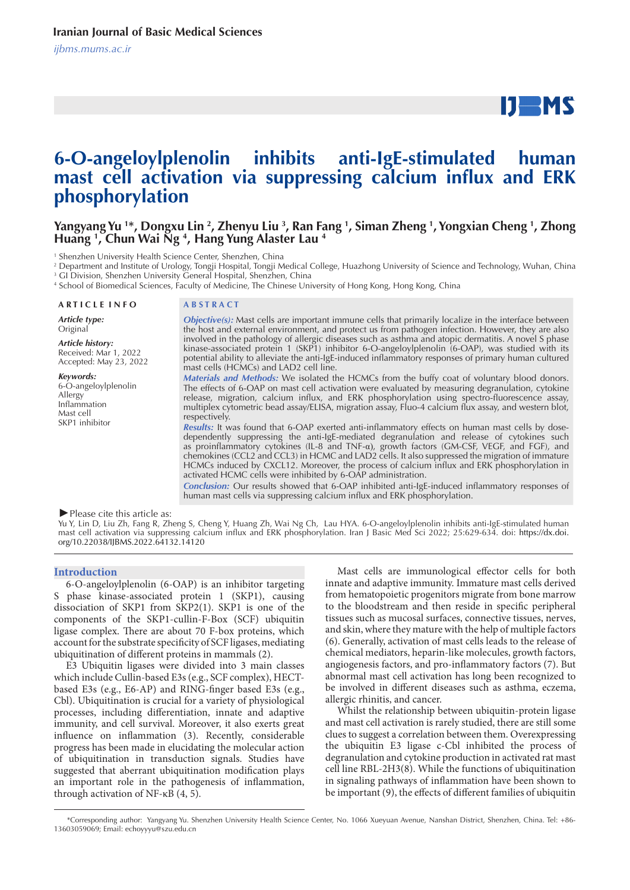# 6-O-angeloylplenolin inhibits anti-IgE-stimulated human mast cell activation via suppressing calcium influx and ERK phosphorylation

**Yangyang Yu [1]*, Dongxu Lin [2], Zhenyu Liu [3], Ran Fang [1], Siman Zheng [1], Yongxian Cheng [1], Zhong Huang [1], Chun Wai Ng [4], Hang Yung Alaster Lau [4]**

[1] Shenzhen University Health Science Center, Shenzhen, China
[2] Department and Institute of Urology, Tongji Hospital, Tongji Medical College, Huazhong University of Science and Technology, Wuhan, China
[3] GI Division, Shenzhen University General Hospital, Shenzhen, China
[4] School of Biomedical Sciences, Faculty of Medicine, The Chinese University of Hong Kong, Hong Kong, China

**ARTICLE INFO**

*Article type:*
Original

*Article history:*
Received: Mar 1, 2022
Accepted: May 23, 2022

*Keywords:*
6-O-angeloylplenolin
Allergy
Inflammation
Mast cell
SKP1 inhibitor

**ABSTRACT**

***Objective(s):*** Mast cells are important immune cells that primarily localize in the interface between the host and external environment, and protect us from pathogen infection. However, they are also involved in the pathology of allergic diseases such as asthma and atopic dermatitis. A novel S phase kinase-associated protein 1 (SKP1) inhibitor 6-O-angeloylplenolin (6-OAP), was studied with its potential ability to alleviate the anti-IgE-induced inflammatory responses of primary human cultured mast cells (HCMCs) and LAD2 cell line.

***Materials and Methods:*** We isolated the HCMCs from the buffy coat of voluntary blood donors. The effects of 6-OAP on mast cell activation were evaluated by measuring degranulation, cytokine release, migration, calcium influx, and ERK phosphorylation using spectro-fluorescence assay, multiplex cytometric bead assay/ELISA, migration assay, Fluo-4 calcium flux assay, and western blot, respectively.

***Results:*** It was found that 6-OAP exerted anti-inflammatory effects on human mast cells by dose-dependently suppressing the anti-IgE-mediated degranulation and release of cytokines such as proinflammatory cytokines (IL-8 and TNF-α), growth factors (GM-CSF, VEGF, and FGF), and chemokines (CCL2 and CCL3) in HCMC and LAD2 cells. It also suppressed the migration of immature HCMCs induced by CXCL12. Moreover, the process of calcium influx and ERK phosphorylation in activated HCMC cells were inhibited by 6-OAP administration.

***Conclusion:*** Our results showed that 6-OAP inhibited anti-IgE-induced inflammatory responses of human mast cells via suppressing calcium influx and ERK phosphorylation.

►Please cite this article as:
Yu Y, Lin D, Liu Zh, Fang R, Zheng S, Cheng Y, Huang Zh, Wai Ng Ch, Lau HYA. 6-O-angeloylplenolin inhibits anti-IgE-stimulated human mast cell activation via suppressing calcium influx and ERK phosphorylation. Iran J Basic Med Sci 2022; 25:629-634. doi: https://dx.doi.org/10.22038/IJBMS.2022.64132.14120

## Introduction

6-O-angeloylplenolin (6-OAP) is an inhibitor targeting S phase kinase-associated protein 1 (SKP1), causing dissociation of SKP1 from SKP2(1). SKP1 is one of the components of the SKP1-cullin-F-Box (SCF) ubiquitin ligase complex. There are about 70 F-box proteins, which account for the substrate specificity of SCF ligases, mediating ubiquitination of different proteins in mammals (2).

E3 Ubiquitin ligases were divided into 3 main classes which include Cullin-based E3s (e.g., SCF complex), HECT-based E3s (e.g., E6-AP) and RING-finger based E3s (e.g., Cbl). Ubiquitination is crucial for a variety of physiological processes, including differentiation, innate and adaptive immunity, and cell survival. Moreover, it also exerts great influence on inflammation (3). Recently, considerable progress has been made in elucidating the molecular action of ubiquitination in transduction signals. Studies have suggested that aberrant ubiquitination modification plays an important role in the pathogenesis of inflammation, through activation of NF-κB (4, 5).

Mast cells are immunological effector cells for both innate and adaptive immunity. Immature mast cells derived from hematopoietic progenitors migrate from bone marrow to the bloodstream and then reside in specific peripheral tissues such as mucosal surfaces, connective tissues, nerves, and skin, where they mature with the help of multiple factors (6). Generally, activation of mast cells leads to the release of chemical mediators, heparin-like molecules, growth factors, angiogenesis factors, and pro-inflammatory factors (7). But abnormal mast cell activation has long been recognized to be involved in different diseases such as asthma, eczema, allergic rhinitis, and cancer.

Whilst the relationship between ubiquitin-protein ligase and mast cell activation is rarely studied, there are still some clues to suggest a correlation between them. Overexpressing the ubiquitin E3 ligase c-Cbl inhibited the process of degranulation and cytokine production in activated rat mast cell line RBL-2H3(8). While the functions of ubiquitination in signaling pathways of inflammation have been shown to be important (9), the effects of different families of ubiquitin

*Corresponding author: Yangyang Yu. Shenzhen University Health Science Center, No. 1066 Xueyuan Avenue, Nanshan District, Shenzhen, China. Tel: +86-13603059069; Email: echoyyyu@szu.edu.cn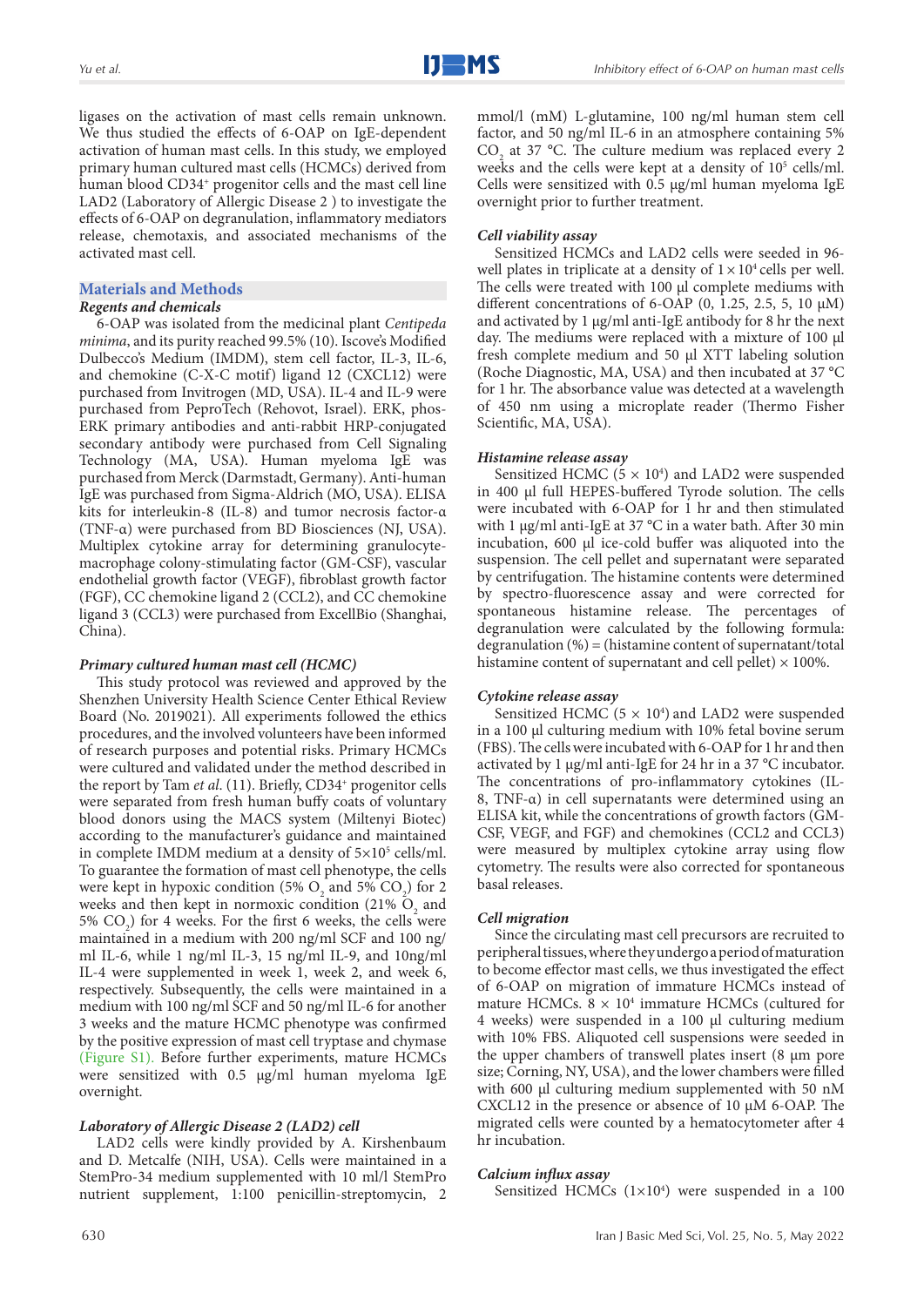ligases on the activation of mast cells remain unknown. We thus studied the effects of 6-OAP on IgE-dependent activation of human mast cells. In this study, we employed primary human cultured mast cells (HCMCs) derived from human blood CD34$^+$ progenitor cells and the mast cell line LAD2 (Laboratory of Allergic Disease 2 ) to investigate the effects of 6-OAP on degranulation, inflammatory mediators release, chemotaxis, and associated mechanisms of the activated mast cell.

## Materials and Methods

### Regents and chemicals

6-OAP was isolated from the medicinal plant *Centipeda minima*, and its purity reached 99.5% (10). Iscove's Modified Dulbecco's Medium (IMDM), stem cell factor, IL-3, IL-6, and chemokine (C-X-C motif) ligand 12 (CXCL12) were purchased from Invitrogen (MD, USA). IL-4 and IL-9 were purchased from PeproTech (Rehovot, Israel). ERK, phos-ERK primary antibodies and anti-rabbit HRP-conjugated secondary antibody were purchased from Cell Signaling Technology (MA, USA). Human myeloma IgE was purchased from Merck (Darmstadt, Germany). Anti-human IgE was purchased from Sigma-Aldrich (MO, USA). ELISA kits for interleukin-8 (IL-8) and tumor necrosis factor-α (TNF-α) were purchased from BD Biosciences (NJ, USA). Multiplex cytokine array for determining granulocyte-macrophage colony-stimulating factor (GM-CSF), vascular endothelial growth factor (VEGF), fibroblast growth factor (FGF), CC chemokine ligand 2 (CCL2), and CC chemokine ligand 3 (CCL3) were purchased from ExcellBio (Shanghai, China).

### Primary cultured human mast cell (HCMC)

This study protocol was reviewed and approved by the Shenzhen University Health Science Center Ethical Review Board (No. 2019021). All experiments followed the ethics procedures, and the involved volunteers have been informed of research purposes and potential risks. Primary HCMCs were cultured and validated under the method described in the report by Tam *et al.* (11). Briefly, CD34$^+$ progenitor cells were separated from fresh human buffy coats of voluntary blood donors using the MACS system (Miltenyi Biotec) according to the manufacturer's guidance and maintained in complete IMDM medium at a density of $5 \times 10^5$ cells/ml. To guarantee the formation of mast cell phenotype, the cells were kept in hypoxic condition (5% $O_2$ and 5% $CO_2$) for 2 weeks and then kept in normoxic condition (21% $O_2$ and 5% $CO_2$) for 4 weeks. For the first 6 weeks, the cells were maintained in a medium with 200 ng/ml SCF and 100 ng/ml IL-6, while 1 ng/ml IL-3, 15 ng/ml IL-9, and 10ng/ml IL-4 were supplemented in week 1, week 2, and week 6, respectively. Subsequently, the cells were maintained in a medium with 100 ng/ml SCF and 50 ng/ml IL-6 for another 3 weeks and the mature HCMC phenotype was confirmed by the positive expression of mast cell tryptase and chymase (Figure S1). Before further experiments, mature HCMCs were sensitized with 0.5 μg/ml human myeloma IgE overnight.

### Laboratory of Allergic Disease 2 (LAD2) cell

LAD2 cells were kindly provided by A. Kirshenbaum and D. Metcalfe (NIH, USA). Cells were maintained in a StemPro-34 medium supplemented with 10 ml/l StemPro nutrient supplement, 1:100 penicillin-streptomycin, 2 mmol/l (mM) L-glutamine, 100 ng/ml human stem cell factor, and 50 ng/ml IL-6 in an atmosphere containing 5% $CO_2$ at 37 °C. The culture medium was replaced every 2 weeks and the cells were kept at a density of $10^5$ cells/ml. Cells were sensitized with 0.5 μg/ml human myeloma IgE overnight prior to further treatment.

### Cell viability assay

Sensitized HCMCs and LAD2 cells were seeded in 96-well plates in triplicate at a density of $1 \times 10^4$ cells per well. The cells were treated with 100 μl complete mediums with different concentrations of 6-OAP (0, 1.25, 2.5, 5, 10 μM) and activated by 1 μg/ml anti-IgE antibody for 8 hr the next day. The mediums were replaced with a mixture of 100 μl fresh complete medium and 50 μl XTT labeling solution (Roche Diagnostic, MA, USA) and then incubated at 37 °C for 1 hr. The absorbance value was detected at a wavelength of 450 nm using a microplate reader (Thermo Fisher Scientific, MA, USA).

### Histamine release assay

Sensitized HCMC ($5 \times 10^4$) and LAD2 were suspended in 400 μl full HEPES-buffered Tyrode solution. The cells were incubated with 6-OAP for 1 hr and then stimulated with 1 μg/ml anti-IgE at 37 °C in a water bath. After 30 min incubation, 600 μl ice-cold buffer was aliquoted into the suspension. The cell pellet and supernatant were separated by centrifugation. The histamine contents were determined by spectro-fluorescence assay and were corrected for spontaneous histamine release. The percentages of degranulation were calculated by the following formula: degranulation (%) = (histamine content of supernatant/total histamine content of supernatant and cell pellet) × 100%.

### Cytokine release assay

Sensitized HCMC ($5 \times 10^4$) and LAD2 were suspended in a 100 μl culturing medium with 10% fetal bovine serum (FBS). The cells were incubated with 6-OAP for 1 hr and then activated by 1 μg/ml anti-IgE for 24 hr in a 37 °C incubator. The concentrations of pro-inflammatory cytokines (IL-8, TNF-α) in cell supernatants were determined using an ELISA kit, while the concentrations of growth factors (GM-CSF, VEGF, and FGF) and chemokines (CCL2 and CCL3) were measured by multiplex cytokine array using flow cytometry. The results were also corrected for spontaneous basal releases.

### Cell migration

Since the circulating mast cell precursors are recruited to peripheral tissues, where they undergo a period of maturation to become effector mast cells, we thus investigated the effect of 6-OAP on migration of immature HCMCs instead of mature HCMCs. $8 \times 10^4$ immature HCMCs (cultured for 4 weeks) were suspended in a 100 μl culturing medium with 10% FBS. Aliquoted cell suspensions were seeded in the upper chambers of transwell plates insert (8 μm pore size; Corning, NY, USA), and the lower chambers were filled with 600 μl culturing medium supplemented with 50 nM CXCL12 in the presence or absence of 10 μM 6-OAP. The migrated cells were counted by a hematocytometer after 4 hr incubation.

### Calcium influx assay

Sensitized HCMCs ($1 \times 10^4$) were suspended in a 100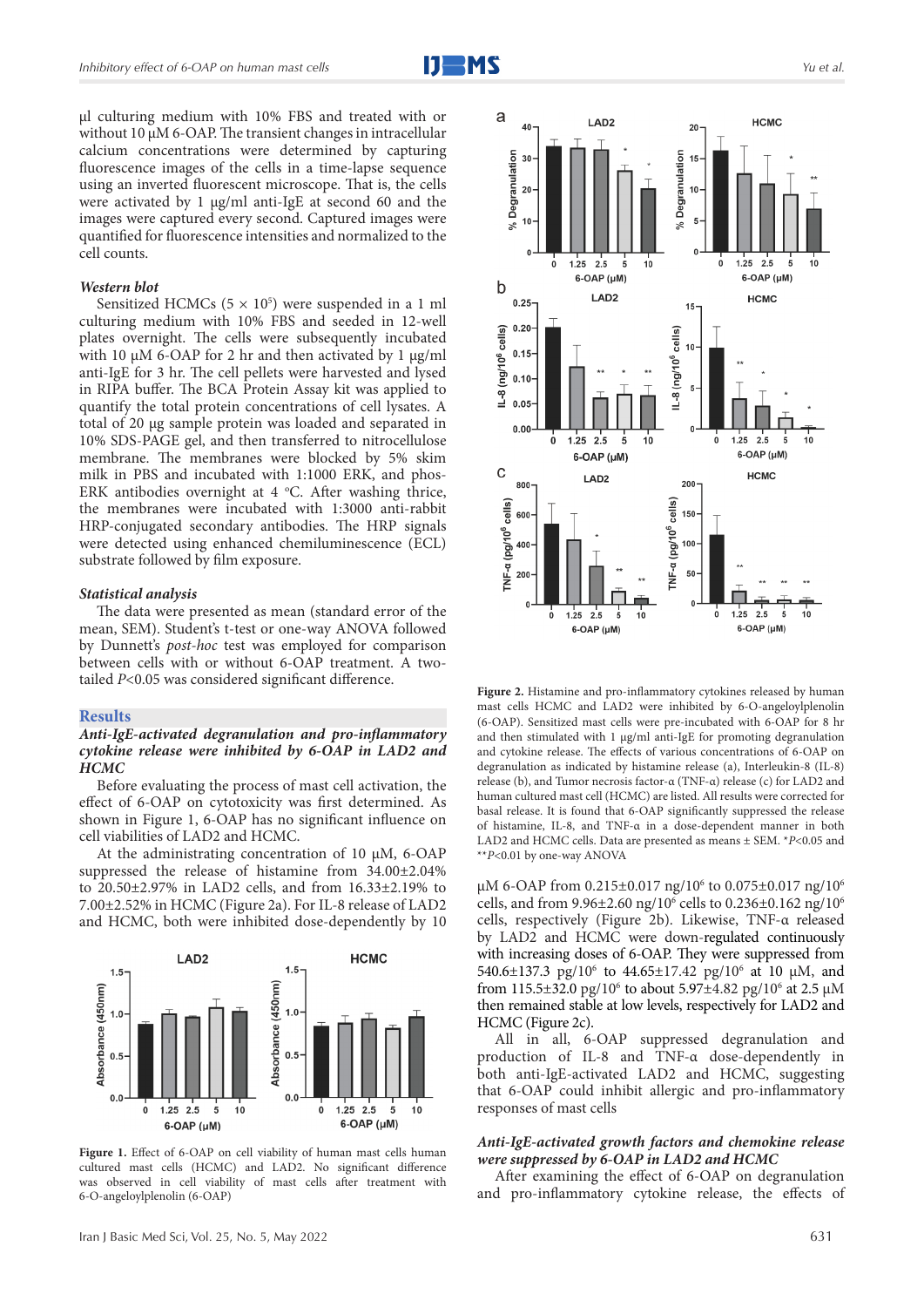µl culturing medium with 10% FBS and treated with or without 10 µM 6-OAP. The transient changes in intracellular calcium concentrations were determined by capturing fluorescence images of the cells in a time-lapse sequence using an inverted fluorescent microscope. That is, the cells were activated by 1 µg/ml anti-IgE at second 60 and the images were captured every second. Captured images were quantified for fluorescence intensities and normalized to the cell counts.

### *Western blot*

Sensitized HCMCs ($5 \times 10^5$) were suspended in a 1 ml culturing medium with 10% FBS and seeded in 12-well plates overnight. The cells were subsequently incubated with 10 µM 6-OAP for 2 hr and then activated by 1 µg/ml anti-IgE for 3 hr. The cell pellets were harvested and lysed in RIPA buffer. The BCA Protein Assay kit was applied to quantify the total protein concentrations of cell lysates. A total of 20 µg sample protein was loaded and separated in 10% SDS-PAGE gel, and then transferred to nitrocellulose membrane. The membranes were blocked by 5% skim milk in PBS and incubated with 1:1000 ERK, and phos-ERK antibodies overnight at 4 °C. After washing thrice, the membranes were incubated with 1:3000 anti-rabbit HRP-conjugated secondary antibodies. The HRP signals were detected using enhanced chemiluminescence (ECL) substrate followed by film exposure.

### *Statistical analysis*

The data were presented as mean (standard error of the mean, SEM). Student's t-test or one-way ANOVA followed by Dunnett's *post-hoc* test was employed for comparison between cells with or without 6-OAP treatment. A two-tailed $P<0.05$ was considered significant difference.

## Results

### *Anti-IgE-activated degranulation and pro-inflammatory cytokine release were inhibited by 6-OAP in LAD2 and HCMC*

Before evaluating the process of mast cell activation, the effect of 6-OAP on cytotoxicity was first determined. As shown in Figure 1, 6-OAP has no significant influence on cell viabilities of LAD2 and HCMC.

At the administrating concentration of 10 µM, 6-OAP suppressed the release of histamine from 34.00±2.04% to 20.50±2.97% in LAD2 cells, and from 16.33±2.19% to 7.00±2.52% in HCMC (Figure 2a). For IL-8 release of LAD2 and HCMC, both were inhibited dose-dependently by 10 µM 6-OAP from 0.215±0.017 ng/$10^6$ to 0.075±0.017 ng/$10^6$ cells, and from 9.96±2.60 ng/$10^6$ cells to 0.236±0.162 ng/$10^6$ cells, respectively (Figure 2b). Likewise, TNF-α released by LAD2 and HCMC were down-regulated continuously with increasing doses of 6-OAP. They were suppressed from 540.6±137.3 pg/$10^6$ to 44.65±17.42 pg/$10^6$ at 10 µM, and from 115.5±32.0 pg/$10^6$ to about 5.97±4.82 pg/$10^6$ at 2.5 µM then remained stable at low levels, respectively for LAD2 and HCMC (Figure 2c).

All in all, 6-OAP suppressed degranulation and production of IL-8 and TNF-α dose-dependently in both anti-IgE-activated LAD2 and HCMC, suggesting that 6-OAP could inhibit allergic and pro-inflammatory responses of mast cells

**Figure 1.** Effect of 6-OAP on cell viability of human mast cells human cultured mast cells (HCMC) and LAD2. No significant difference was observed in cell viability of mast cells after treatment with 6-O-angeloylplenolin (6-OAP)

**Figure 2.** Histamine and pro-inflammatory cytokines released by human mast cells HCMC and LAD2 were inhibited by 6-O-angeloylplenolin (6-OAP). Sensitized mast cells were pre-incubated with 6-OAP for 8 hr and then stimulated with 1 µg/ml anti-IgE for promoting degranulation and cytokine release. The effects of various concentrations of 6-OAP on degranulation as indicated by histamine release (a), Interleukin-8 (IL-8) release (b), and Tumor necrosis factor-α (TNF-α) release (c) for LAD2 and human cultured mast cell (HCMC) are listed. All results were corrected for basal release. It is found that 6-OAP significantly suppressed the release of histamine, IL-8, and TNF-α in a dose-dependent manner in both LAD2 and HCMC cells. Data are presented as means ± SEM. *$P<0.05$ and **$P<0.01$ by one-way ANOVA

### *Anti-IgE-activated growth factors and chemokine release were suppressed by 6-OAP in LAD2 and HCMC*

After examining the effect of 6-OAP on degranulation and pro-inflammatory cytokine release, the effects of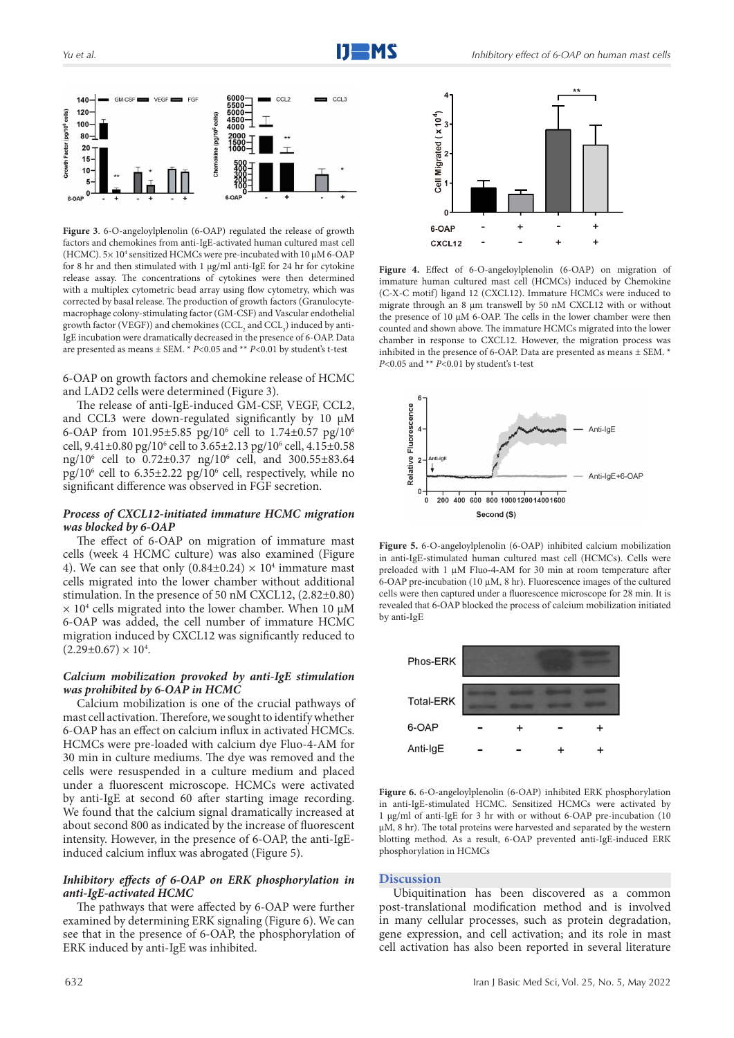**Figure 3.** 6-O-angeloylplenolin (6-OAP) regulated the release of growth factors and chemokines from anti-IgE-activated human cultured mast cell (HCMC). 5× $10^4$ sensitized HCMCs were pre-incubated with 10 μM 6-OAP for 8 hr and then stimulated with 1 μg/ml anti-IgE for 24 hr for cytokine release assay. The concentrations of cytokines were then determined with a multiplex cytometric bead array using flow cytometry, which was corrected by basal release. The production of growth factors (Granulocyte-macrophage colony-stimulating factor (GM-CSF) and Vascular endothelial growth factor (VEGF)) and chemokines ($CCL_2$ and $CCL_3$) induced by anti-IgE incubation were dramatically decreased in the presence of 6-OAP. Data are presented as means ± SEM. * $P$<0.05 and ** $P$<0.01 by student's t-test

6-OAP on growth factors and chemokine release of HCMC and LAD2 cells were determined (Figure 3).

The release of anti-IgE-induced GM-CSF, VEGF, CCL2, and CCL3 were down-regulated significantly by 10 μM 6-OAP from 101.95±5.85 pg/$10^6$ cell to 1.74±0.57 pg/$10^6$ cell, 9.41±0.80 pg/$10^6$ cell to 3.65±2.13 pg/$10^6$ cell, 4.15±0.58 ng/$10^6$ cell to 0.72±0.37 ng/$10^6$ cell, and 300.55±83.64 pg/$10^6$ cell to 6.35±2.22 pg/$10^6$ cell, respectively, while no significant difference was observed in FGF secretion.

### *Process of CXCL12-initiated immature HCMC migration was blocked by 6-OAP*

The effect of 6-OAP on migration of immature mast cells (week 4 HCMC culture) was also examined (Figure 4). We can see that only (0.84±0.24) × $10^4$ immature mast cells migrated into the lower chamber without additional stimulation. In the presence of 50 nM CXCL12, (2.82±0.80) × $10^4$ cells migrated into the lower chamber. When 10 μM 6-OAP was added, the cell number of immature HCMC migration induced by CXCL12 was significantly reduced to (2.29±0.67) × $10^4$.

### *Calcium mobilization provoked by anti-IgE stimulation was prohibited by 6-OAP in HCMC*

Calcium mobilization is one of the crucial pathways of mast cell activation. Therefore, we sought to identify whether 6-OAP has an effect on calcium influx in activated HCMCs. HCMCs were pre-loaded with calcium dye Fluo-4-AM for 30 min in culture mediums. The dye was removed and the cells were resuspended in a culture medium and placed under a fluorescent microscope. HCMCs were activated by anti-IgE at second 60 after starting image recording. We found that the calcium signal dramatically increased at about second 800 as indicated by the increase of fluorescent intensity. However, in the presence of 6-OAP, the anti-IgE-induced calcium influx was abrogated (Figure 5).

### *Inhibitory effects of 6-OAP on ERK phosphorylation in anti-IgE-activated HCMC*

The pathways that were affected by 6-OAP were further examined by determining ERK signaling (Figure 6). We can see that in the presence of 6-OAP, the phosphorylation of ERK induced by anti-IgE was inhibited.

**Figure 4.** Effect of 6-O-angeloylplenolin (6-OAP) on migration of immature human cultured mast cell (HCMCs) induced by Chemokine (C-X-C motif) ligand 12 (CXCL12). Immature HCMCs were induced to migrate through an 8 μm transwell by 50 nM CXCL12 with or without the presence of 10 μM 6-OAP. The cells in the lower chamber were then counted and shown above. The immature HCMCs migrated into the lower chamber in response to CXCL12. However, the migration process was inhibited in the presence of 6-OAP. Data are presented as means ± SEM. * $P$<0.05 and ** $P$<0.01 by student's t-test

**Figure 5.** 6-O-angeloylplenolin (6-OAP) inhibited calcium mobilization in anti-IgE-stimulated human cultured mast cell (HCMCs). Cells were preloaded with 1 μM Fluo-4-AM for 30 min at room temperature after 6-OAP pre-incubation (10 μM, 8 hr). Fluorescence images of the cultured cells were then captured under a fluorescence microscope for 28 min. It is revealed that 6-OAP blocked the process of calcium mobilization initiated by anti-IgE

**Figure 6.** 6-O-angeloylplenolin (6-OAP) inhibited ERK phosphorylation in anti-IgE-stimulated HCMC. Sensitized HCMCs were activated by 1 μg/ml of anti-IgE for 3 hr with or without 6-OAP pre-incubation (10 μM, 8 hr). The total proteins were harvested and separated by the western blotting method. As a result, 6-OAP prevented anti-IgE-induced ERK phosphorylation in HCMCs

## Discussion

Ubiquitination has been discovered as a common post-translational modification method and is involved in many cellular processes, such as protein degradation, gene expression, and cell activation; and its role in mast cell activation has also been reported in several literature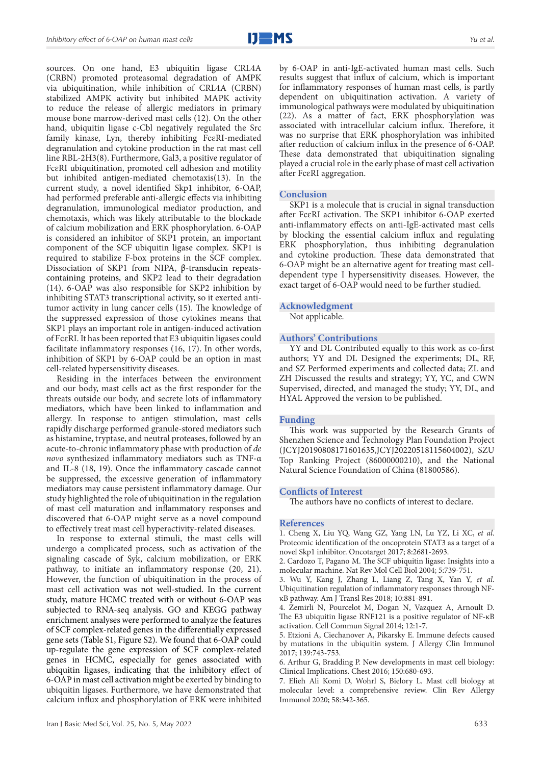sources. On one hand, E3 ubiquitin ligase CRL4A (CRBN) promoted proteasomal degradation of AMPK via ubiquitination, while inhibition of CRL4A (CRBN) stabilized AMPK activity but inhibited MAPK activity to reduce the release of allergic mediators in primary mouse bone marrow-derived mast cells (12). On the other hand, ubiquitin ligase c-Cbl negatively regulated the Src family kinase, Lyn, thereby inhibiting FcεRI-mediated degranulation and cytokine production in the rat mast cell line RBL-2H3(8). Furthermore, Gal3, a positive regulator of FcεRI ubiquitination, promoted cell adhesion and motility but inhibited antigen-mediated chemotaxis(13). In the current study, a novel identified Skp1 inhibitor, 6-OAP, had performed preferable anti-allergic effects via inhibiting degranulation, immunological mediator production, and chemotaxis, which was likely attributable to the blockade of calcium mobilization and ERK phosphorylation. 6-OAP is considered an inhibitor of SKP1 protein, an important component of the SCF ubiquitin ligase complex. SKP1 is required to stabilize F-box proteins in the SCF complex. Dissociation of SKP1 from NIPA, β-transducin repeats-containing proteins, and SKP2 lead to their degradation (14). 6-OAP was also responsible for SKP2 inhibition by inhibiting STAT3 transcriptional activity, so it exerted anti-tumor activity in lung cancer cells (15). The knowledge of the suppressed expression of those cytokines means that SKP1 plays an important role in antigen-induced activation of FcεRI. It has been reported that E3 ubiquitin ligases could facilitate inflammatory responses (16, 17). In other words, inhibition of SKP1 by 6-OAP could be an option in mast cell-related hypersensitivity diseases.

Residing in the interfaces between the environment and our body, mast cells act as the first responder for the threats outside our body, and secrete lots of inflammatory mediators, which have been linked to inflammation and allergy. In response to antigen stimulation, mast cells rapidly discharge performed granule-stored mediators such as histamine, tryptase, and neutral proteases, followed by an acute-to-chronic inflammatory phase with production of *de novo* synthesized inflammatory mediators such as TNF-α and IL-8 (18, 19). Once the inflammatory cascade cannot be suppressed, the excessive generation of inflammatory mediators may cause persistent inflammatory damage. Our study highlighted the role of ubiquitination in the regulation of mast cell maturation and inflammatory responses and discovered that 6-OAP might serve as a novel compound to effectively treat mast cell hyperactivity-related diseases.

In response to external stimuli, the mast cells will undergo a complicated process, such as activation of the signaling cascade of Syk, calcium mobilization, or ERK pathway, to initiate an inflammatory response (20, 21). However, the function of ubiquitination in the process of mast cell activation was not well-studied. In the current study, mature HCMC treated with or without 6-OAP was subjected to RNA-seq analysis. GO and KEGG pathway enrichment analyses were performed to analyze the features of SCF complex-related genes in the differentially expressed gene sets (Table S1, Figure S2). We found that 6-OAP could up-regulate the gene expression of SCF complex-related genes in HCMC, especially for genes associated with ubiquitin ligases, indicating that the inhibitory effect of 6-OAP in mast cell activation might be exerted by binding to ubiquitin ligases. Furthermore, we have demonstrated that calcium influx and phosphorylation of ERK were inhibited by 6-OAP in anti-IgE-activated human mast cells. Such results suggest that influx of calcium, which is important for inflammatory responses of human mast cells, is partly dependent on ubiquitination activation. A variety of immunological pathways were modulated by ubiquitination (22). As a matter of fact, ERK phosphorylation was associated with intracellular calcium influx. Therefore, it was no surprise that ERK phosphorylation was inhibited after reduction of calcium influx in the presence of 6-OAP. These data demonstrated that ubiquitination signaling played a crucial role in the early phase of mast cell activation after FcεRI aggregation.

## Conclusion

SKP1 is a molecule that is crucial in signal transduction after FcεRI activation. The SKP1 inhibitor 6-OAP exerted anti-inflammatory effects on anti-IgE-activated mast cells by blocking the essential calcium influx and regulating ERK phosphorylation, thus inhibiting degranulation and cytokine production. These data demonstrated that 6-OAP might be an alternative agent for treating mast cell-dependent type I hypersensitivity diseases. However, the exact target of 6-OAP would need to be further studied.

## Acknowledgment

Not applicable.

## Authors' Contributions

YY and DL Contributed equally to this work as co-first authors; YY and DL Designed the experiments; DL, RF, and SZ Performed experiments and collected data; ZL and ZH Discussed the results and strategy; YY, YC, and CWN Supervised, directed, and managed the study; YY, DL, and HYAL Approved the version to be published.

## Funding

This work was supported by the Research Grants of Shenzhen Science and Technology Plan Foundation Project (JCYJ20190808171601635,JCYJ20220518115604002), SZU Top Ranking Project (86000000210), and the National Natural Science Foundation of China (81800586).

## Conflicts of Interest

The authors have no conflicts of interest to declare.

## References

1. Cheng X, Liu YQ, Wang GZ, Yang LN, Lu YZ, Li XC, *et al*. Proteomic identification of the oncoprotein STAT3 as a target of a novel Skp1 inhibitor. Oncotarget 2017; 8:2681-2693.
2. Cardozo T, Pagano M. The SCF ubiquitin ligase: Insights into a molecular machine. Nat Rev Mol Cell Biol 2004; 5:739-751.
3. Wu Y, Kang J, Zhang L, Liang Z, Tang X, Yan Y, *et al*. Ubiquitination regulation of inflammatory responses through NF-κB pathway. Am J Transl Res 2018; 10:881-891.
4. Zemirli N, Pourcelot M, Dogan N, Vazquez A, Arnoult D. The E3 ubiquitin ligase RNF121 is a positive regulator of NF-κB activation. Cell Commun Signal 2014; 12:1-7.
5. Etzioni A, Ciechanover A, Pikarsky E. Immune defects caused by mutations in the ubiquitin system. J Allergy Clin Immunol 2017; 139:743-753.
6. Arthur G, Bradding P. New developments in mast cell biology: Clinical Implications. Chest 2016; 150:680-693.
7. Elieh Ali Komi D, Wohrl S, Bielory L. Mast cell biology at molecular level: a comprehensive review. Clin Rev Allergy Immunol 2020; 58:342-365.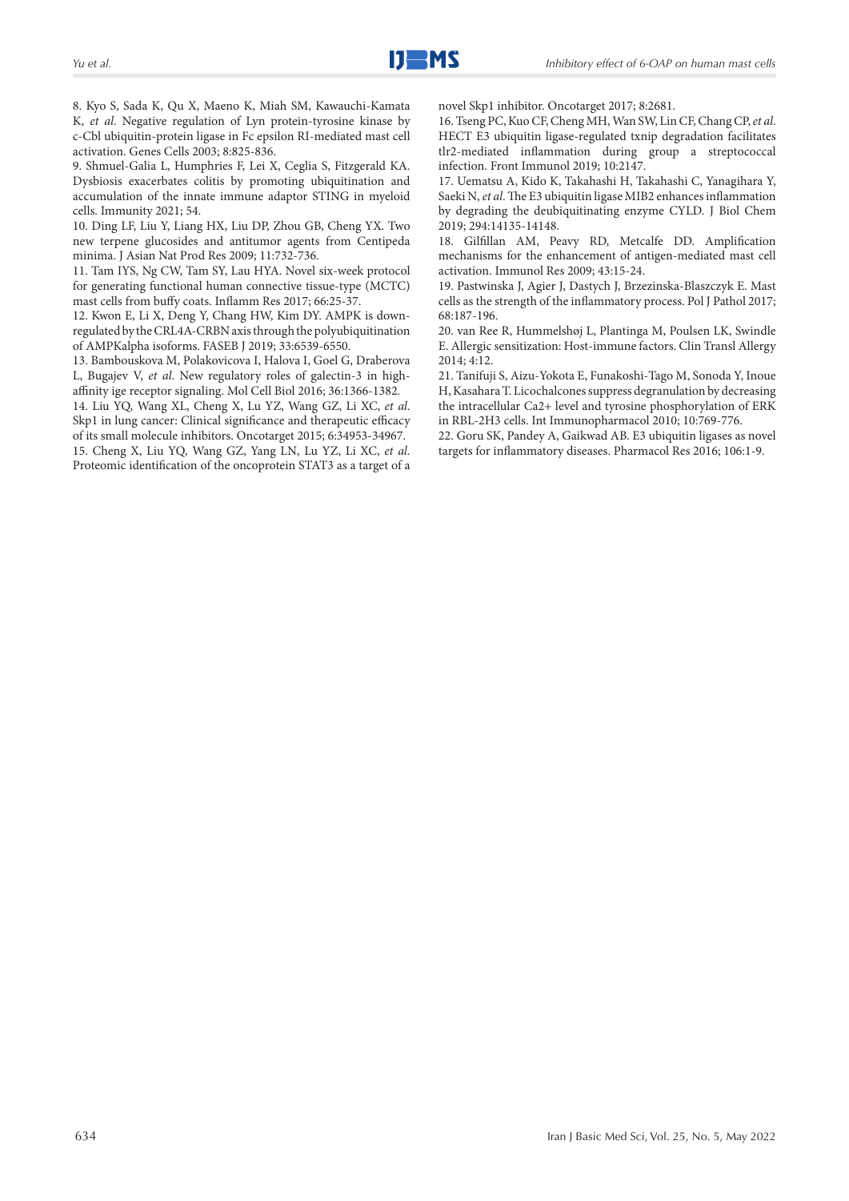8. Kyo S, Sada K, Qu X, Maeno K, Miah SM, Kawauchi-Kamata K, *et al*. Negative regulation of Lyn protein-tyrosine kinase by c-Cbl ubiquitin-protein ligase in Fc epsilon RI-mediated mast cell activation. Genes Cells 2003; 8:825-836.

9. Shmuel-Galia L, Humphries F, Lei X, Ceglia S, Fitzgerald KA. Dysbiosis exacerbates colitis by promoting ubiquitination and accumulation of the innate immune adaptor STING in myeloid cells. Immunity 2021; 54.

10. Ding LF, Liu Y, Liang HX, Liu DP, Zhou GB, Cheng YX. Two new terpene glucosides and antitumor agents from Centipeda minima. J Asian Nat Prod Res 2009; 11:732-736.

11. Tam IYS, Ng CW, Tam SY, Lau HYA. Novel six-week protocol for generating functional human connective tissue-type (MCTC) mast cells from buffy coats. Inflamm Res 2017; 66:25-37.

12. Kwon E, Li X, Deng Y, Chang HW, Kim DY. AMPK is down-regulated by the CRL4A-CRBN axis through the polyubiquitination of AMPKalpha isoforms. FASEB J 2019; 33:6539-6550.

13. Bambouskova M, Polakovicova I, Halova I, Goel G, Draberova L, Bugajev V, *et al*. New regulatory roles of galectin-3 in high-affinity ige receptor signaling. Mol Cell Biol 2016; 36:1366-1382.

14. Liu YQ, Wang XL, Cheng X, Lu YZ, Wang GZ, Li XC, *et al*. Skp1 in lung cancer: Clinical significance and therapeutic efficacy of its small molecule inhibitors. Oncotarget 2015; 6:34953-34967.

15. Cheng X, Liu YQ, Wang GZ, Yang LN, Lu YZ, Li XC, *et al*. Proteomic identification of the oncoprotein STAT3 as a target of a novel Skp1 inhibitor. Oncotarget 2017; 8:2681.

16. Tseng PC, Kuo CF, Cheng MH, Wan SW, Lin CF, Chang CP, *et al*. HECT E3 ubiquitin ligase-regulated txnip degradation facilitates tlr2-mediated inflammation during group a streptococcal infection. Front Immunol 2019; 10:2147.

17. Uematsu A, Kido K, Takahashi H, Takahashi C, Yanagihara Y, Saeki N, *et al*. The E3 ubiquitin ligase MIB2 enhances inflammation by degrading the deubiquitinating enzyme CYLD. J Biol Chem 2019; 294:14135-14148.

18. Gilfillan AM, Peavy RD, Metcalfe DD. Amplification mechanisms for the enhancement of antigen-mediated mast cell activation. Immunol Res 2009; 43:15-24.

19. Pastwinska J, Agier J, Dastych J, Brzezinska-Blaszczyk E. Mast cells as the strength of the inflammatory process. Pol J Pathol 2017; 68:187-196.

20. van Ree R, Hummelshøj L, Plantinga M, Poulsen LK, Swindle E. Allergic sensitization: Host-immune factors. Clin Transl Allergy 2014; 4:12.

21. Tanifuji S, Aizu-Yokota E, Funakoshi-Tago M, Sonoda Y, Inoue H, Kasahara T. Licochalcones suppress degranulation by decreasing the intracellular $Ca^{2+}$ level and tyrosine phosphorylation of ERK in RBL-2H3 cells. Int Immunopharmacol 2010; 10:769-776.

22. Goru SK, Pandey A, Gaikwad AB. E3 ubiquitin ligases as novel targets for inflammatory diseases. Pharmacol Res 2016; 106:1-9.